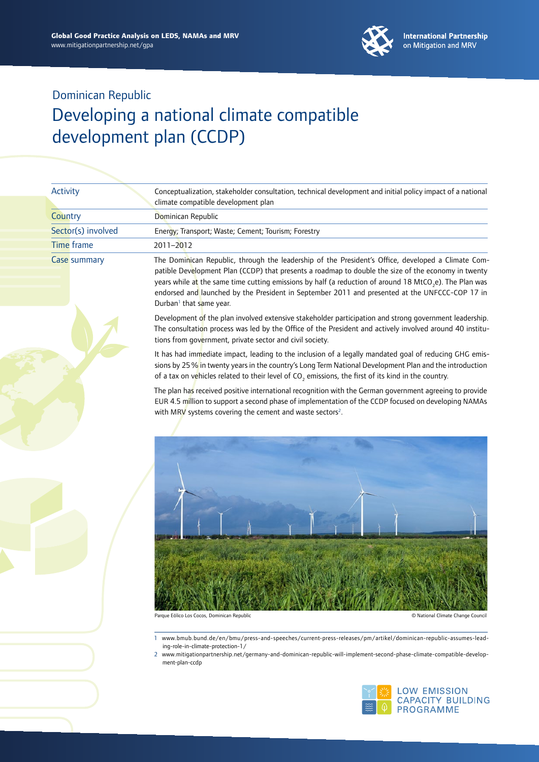Dominican Republic

# Developing a national climate compatible development plan (CCDP)

| Activity | Conceptualization, stakeholder consultation, technical development and initial policy impact of a national climate compatible development plan |
|---|---|
| Country | Dominican Republic |
| Sector(s) involved | Energy; Transport; Waste; Cement; Tourism; Forestry |
| Time frame | 2011–2012 |
| Case summary | The Dominican Republic, through the leadership of the President's Office, developed a Climate Compatible Development Plan (CCDP) that presents a roadmap to double the size of the economy in twenty years while at the same time cutting emissions by half (a reduction of around 18 $MtCO_2e$). The Plan was endorsed and launched by the President in September 2011 and presented at the UNFCCC-COP 17 in Durban[1] that same year. |

Development of the plan involved extensive stakeholder participation and strong government leadership. The consultation process was led by the Office of the President and actively involved around 40 institutions from government, private sector and civil society.

It has had immediate impact, leading to the inclusion of a legally mandated goal of reducing GHG emissions by 25 % in twenty years in the country's Long Term National Development Plan and the introduction of a tax on vehicles related to their level of $CO_2$ emissions, the first of its kind in the country.

The plan has received positive international recognition with the German government agreeing to provide EUR 4.5 million to support a second phase of implementation of the CCDP focused on developing NAMAs with MRV systems covering the cement and waste sectors[2].

Parque Eólico Los Cocos, Dominican Republic — © National Climate Change Council

1 www.bmub.bund.de/en/bmu/press-and-speeches/current-press-releases/pm/artikel/dominican-republic-assumes-leading-role-in-climate-protection-1/

2 www.mitigationpartnership.net/germany-and-dominican-republic-will-implement-second-phase-climate-compatible-development-plan-ccdp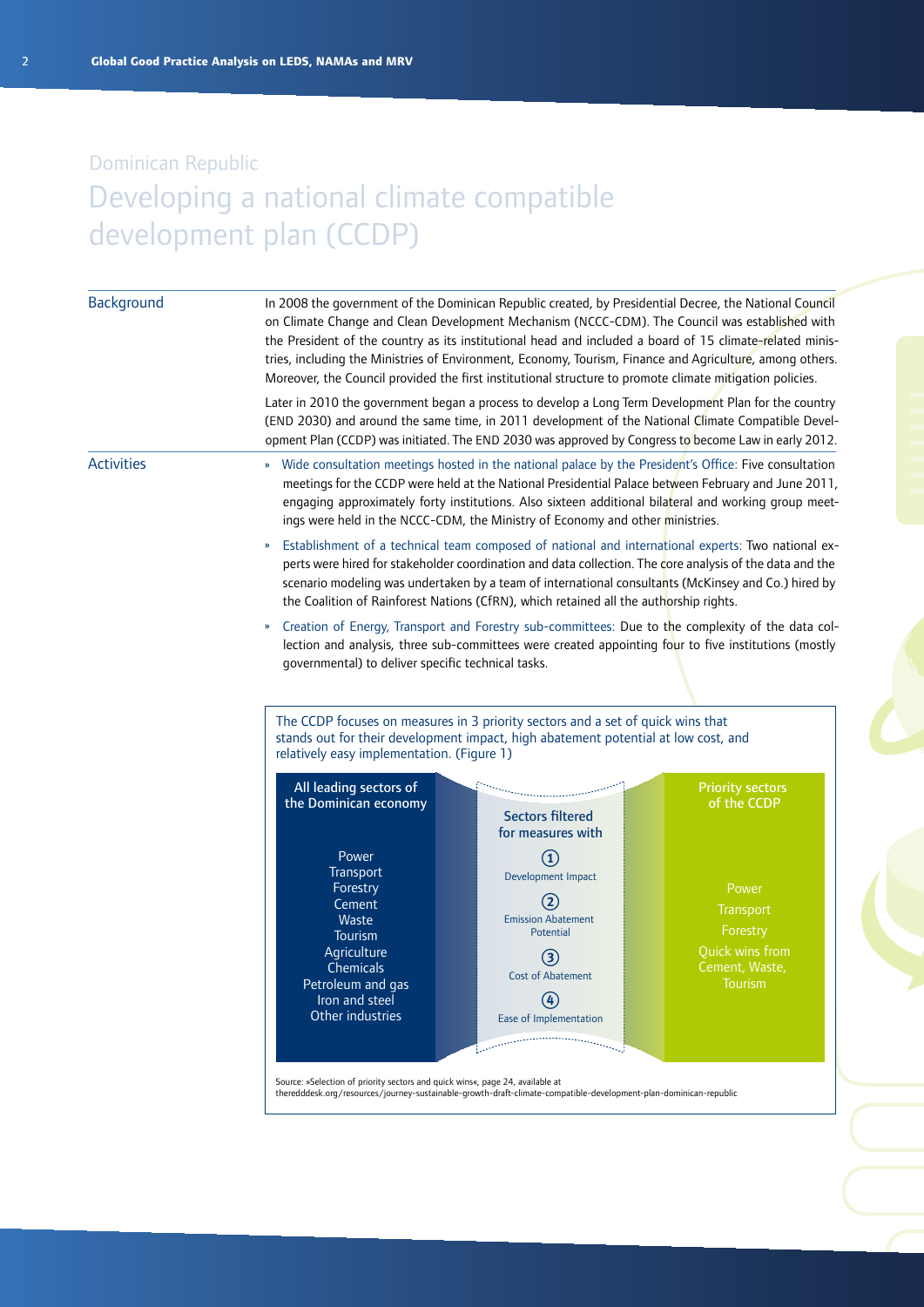Dominican Republic

# Developing a national climate compatible development plan (CCDP)

## Background

In 2008 the government of the Dominican Republic created, by Presidential Decree, the National Council on Climate Change and Clean Development Mechanism (NCCC-CDM). The Council was established with the President of the country as its institutional head and included a board of 15 climate-related ministries, including the Ministries of Environment, Economy, Tourism, Finance and Agriculture, among others. Moreover, the Council provided the first institutional structure to promote climate mitigation policies.

Later in 2010 the government began a process to develop a Long Term Development Plan for the country (END 2030) and around the same time, in 2011 development of the National Climate Compatible Development Plan (CCDP) was initiated. The END 2030 was approved by Congress to become Law in early 2012.

## Activities

- Wide consultation meetings hosted in the national palace by the President's Office: Five consultation meetings for the CCDP were held at the National Presidential Palace between February and June 2011, engaging approximately forty institutions. Also sixteen additional bilateral and working group meetings were held in the NCCC-CDM, the Ministry of Economy and other ministries.
- Establishment of a technical team composed of national and international experts: Two national experts were hired for stakeholder coordination and data collection. The core analysis of the data and the scenario modeling was undertaken by a team of international consultants (McKinsey and Co.) hired by the Coalition of Rainforest Nations (CfRN), which retained all the authorship rights.
- Creation of Energy, Transport and Forestry sub-committees: Due to the complexity of the data collection and analysis, three sub-committees were created appointing four to five institutions (mostly governmental) to deliver specific technical tasks.

The CCDP focuses on measures in 3 priority sectors and a set of quick wins that stands out for their development impact, high abatement potential at low cost, and relatively easy implementation. (Figure 1)

| All leading sectors of the Dominican economy | Sectors filtered for measures with | Priority sectors of the CCDP |
|---|---|---|
| Power<br>Transport<br>Forestry<br>Cement<br>Waste<br>Tourism<br>Agriculture<br>Chemicals<br>Petroleum and gas<br>Iron and steel<br>Other industries | (1) Development Impact<br>(2) Emission Abatement Potential<br>(3) Cost of Abatement<br>(4) Ease of Implementation | Power<br>Transport<br>Forestry<br>Quick wins from Cement, Waste, Tourism |

Source: »Selection of priority sectors and quick wins«, page 24, available at theredddesk.org/resources/journey-sustainable-growth-draft-climate-compatible-development-plan-dominican-republic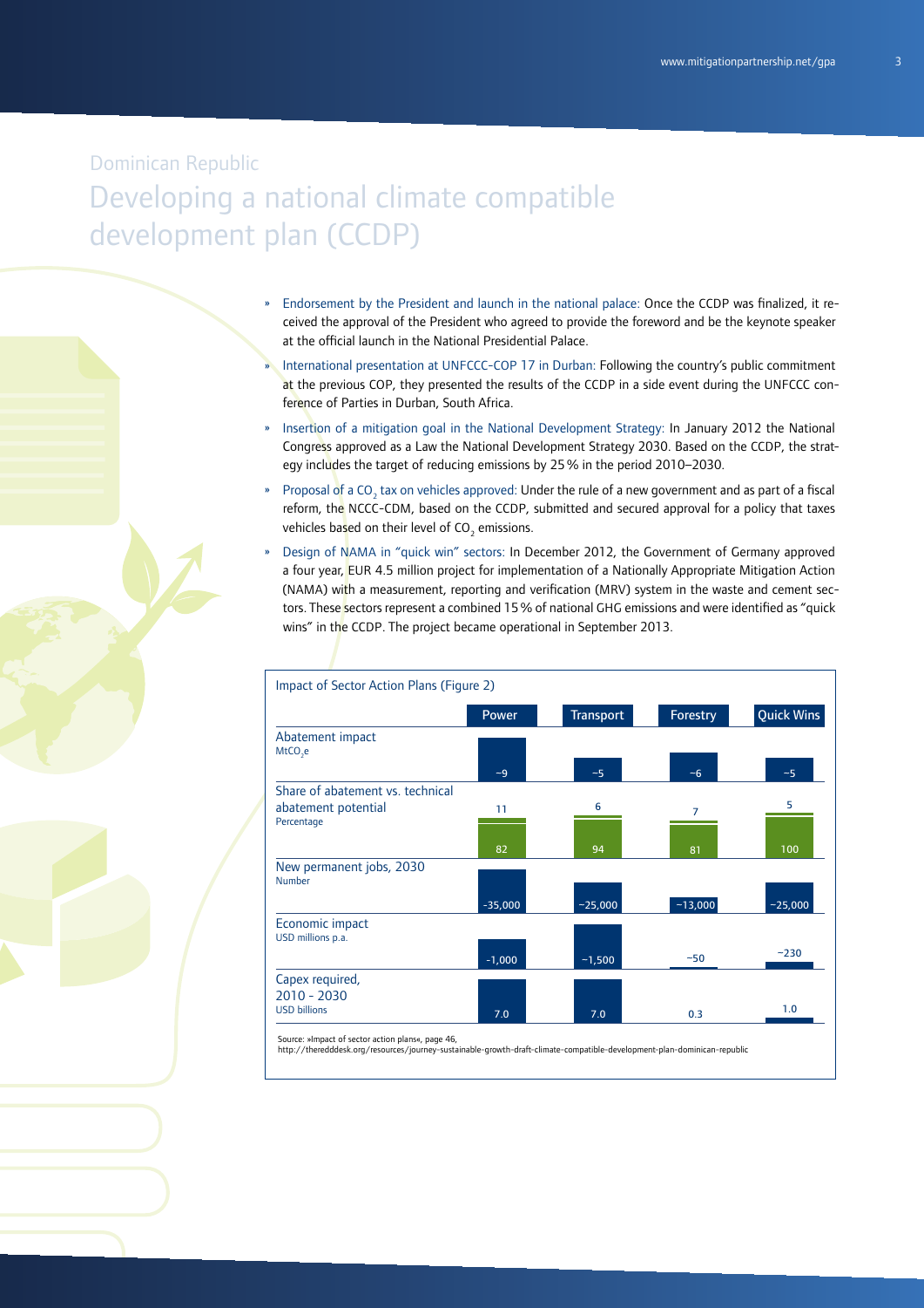Dominican Republic

# Developing a national climate compatible development plan (CCDP)

- Endorsement by the President and launch in the national palace: Once the CCDP was finalized, it received the approval of the President who agreed to provide the foreword and be the keynote speaker at the official launch in the National Presidential Palace.
- International presentation at UNFCCC-COP 17 in Durban: Following the country's public commitment at the previous COP, they presented the results of the CCDP in a side event during the UNFCCC conference of Parties in Durban, South Africa.
- Insertion of a mitigation goal in the National Development Strategy: In January 2012 the National Congress approved as a Law the National Development Strategy 2030. Based on the CCDP, the strategy includes the target of reducing emissions by 25 % in the period 2010–2030.
- Proposal of a $CO_2$ tax on vehicles approved: Under the rule of a new government and as part of a fiscal reform, the NCCC-CDM, based on the CCDP, submitted and secured approval for a policy that taxes vehicles based on their level of $CO_2$ emissions.
- Design of NAMA in "quick win" sectors: In December 2012, the Government of Germany approved a four year, EUR 4.5 million project for implementation of a Nationally Appropriate Mitigation Action (NAMA) with a measurement, reporting and verification (MRV) system in the waste and cement sectors. These sectors represent a combined 15 % of national GHG emissions and were identified as "quick wins" in the CCDP. The project became operational in September 2013.

Impact of Sector Action Plans (Figure 2)

| | Power | Transport | Forestry | Quick Wins |
|---|---|---|---|---|
| Abatement impact ($MtCO_2e$) | −9 | −5 | −6 | −5 |
| Share of abatement vs. technical abatement potential (Percentage) | 11 / 82 | 6 / 94 | 7 / 81 | 5 / 100 |
| New permanent jobs, 2030 (Number) | -35,000 | −25,000 | −13,000 | −25,000 |
| Economic impact (USD millions p.a.) | -1,000 | −1,500 | −50 | −230 |
| Capex required, 2010 - 2030 (USD billions) | 7.0 | 7.0 | 0.3 | 1.0 |

Source: »Impact of sector action plans«, page 46,
http://theredddesk.org/resources/journey-sustainable-growth-draft-climate-compatible-development-plan-dominican-republic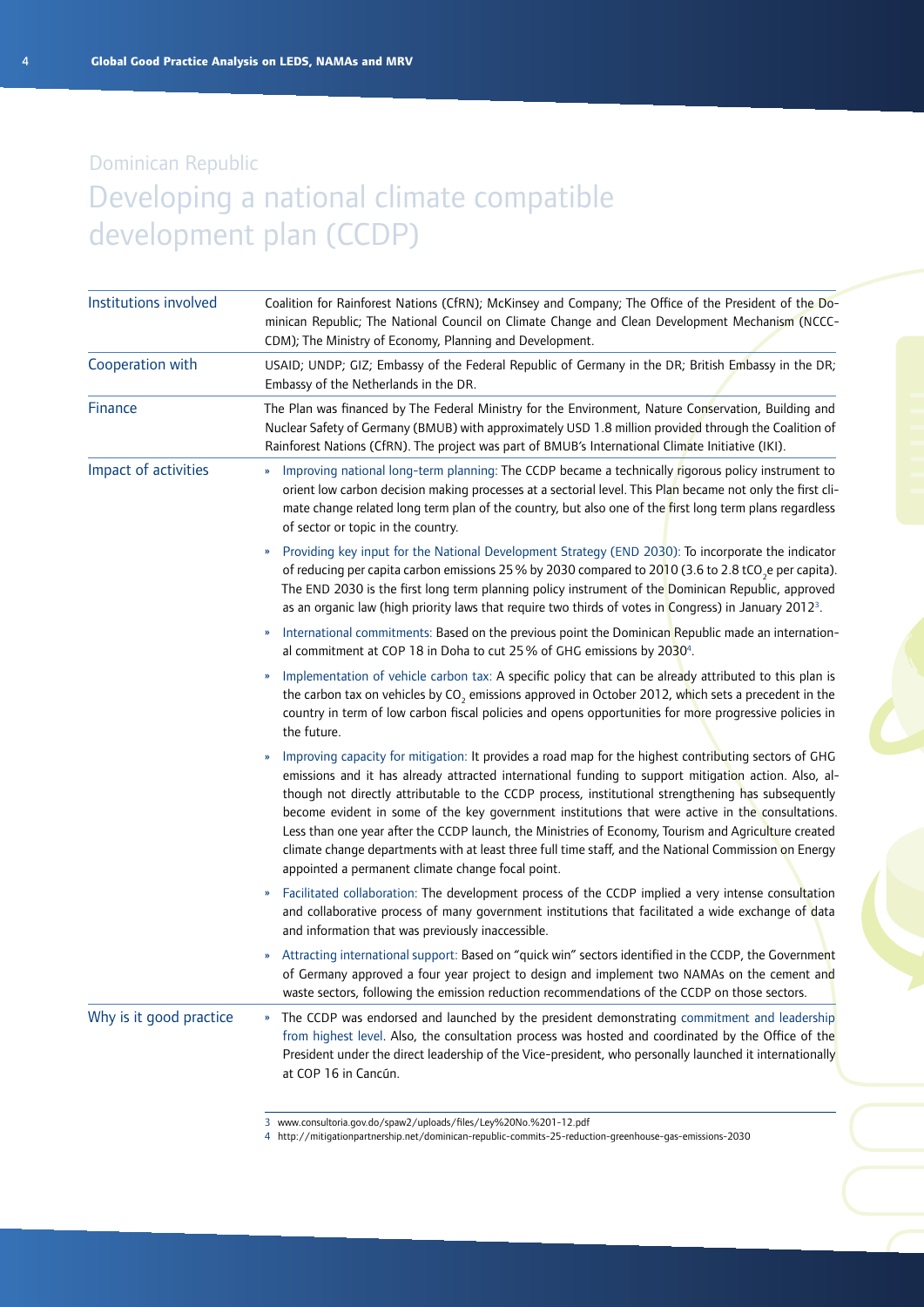Dominican Republic

# Developing a national climate compatible development plan (CCDP)

| | |
|---|---|
| Institutions involved | Coalition for Rainforest Nations (CfRN); McKinsey and Company; The Office of the President of the Dominican Republic; The National Council on Climate Change and Clean Development Mechanism (NCCC-CDM); The Ministry of Economy, Planning and Development. |
| Cooperation with | USAID; UNDP; GIZ; Embassy of the Federal Republic of Germany in the DR; British Embassy in the DR; Embassy of the Netherlands in the DR. |
| Finance | The Plan was financed by The Federal Ministry for the Environment, Nature Conservation, Building and Nuclear Safety of Germany (BMUB) with approximately USD 1.8 million provided through the Coalition of Rainforest Nations (CfRN). The project was part of BMUB's International Climate Initiative (IKI). |
| Impact of activities | » Improving national long-term planning: The CCDP became a technically rigorous policy instrument to orient low carbon decision making processes at a sectorial level. This Plan became not only the first climate change related long term plan of the country, but also one of the first long term plans regardless of sector or topic in the country.<br><br>» Providing key input for the National Development Strategy (END 2030): To incorporate the indicator of reducing per capita carbon emissions 25% by 2030 compared to 2010 (3.6 to 2.8 $tCO_2e$ per capita). The END 2030 is the first long term planning policy instrument of the Dominican Republic, approved as an organic law (high priority laws that require two thirds of votes in Congress) in January 2012[3].<br><br>» International commitments: Based on the previous point the Dominican Republic made an international commitment at COP 18 in Doha to cut 25% of GHG emissions by 2030[4].<br><br>» Implementation of vehicle carbon tax: A specific policy that can be already attributed to this plan is the carbon tax on vehicles by $CO_2$ emissions approved in October 2012, which sets a precedent in the country in term of low carbon fiscal policies and opens opportunities for more progressive policies in the future.<br><br>» Improving capacity for mitigation: It provides a road map for the highest contributing sectors of GHG emissions and it has already attracted international funding to support mitigation action. Also, although not directly attributable to the CCDP process, institutional strengthening has subsequently become evident in some of the key government institutions that were active in the consultations. Less than one year after the CCDP launch, the Ministries of Economy, Tourism and Agriculture created climate change departments with at least three full time staff, and the National Commission on Energy appointed a permanent climate change focal point.<br><br>» Facilitated collaboration: The development process of the CCDP implied a very intense consultation and collaborative process of many government institutions that facilitated a wide exchange of data and information that was previously inaccessible.<br><br>» Attracting international support: Based on "quick win" sectors identified in the CCDP, the Government of Germany approved a four year project to design and implement two NAMAs on the cement and waste sectors, following the emission reduction recommendations of the CCDP on those sectors. |
| Why is it good practice | » The CCDP was endorsed and launched by the president demonstrating commitment and leadership from highest level. Also, the consultation process was hosted and coordinated by the Office of the President under the direct leadership of the Vice-president, who personally launched it internationally at COP 16 in Cancún. |

3 www.consultoria.gov.do/spaw2/uploads/files/Ley%20No.%201-12.pdf
4 http://mitigationpartnership.net/dominican-republic-commits-25-reduction-greenhouse-gas-emissions-2030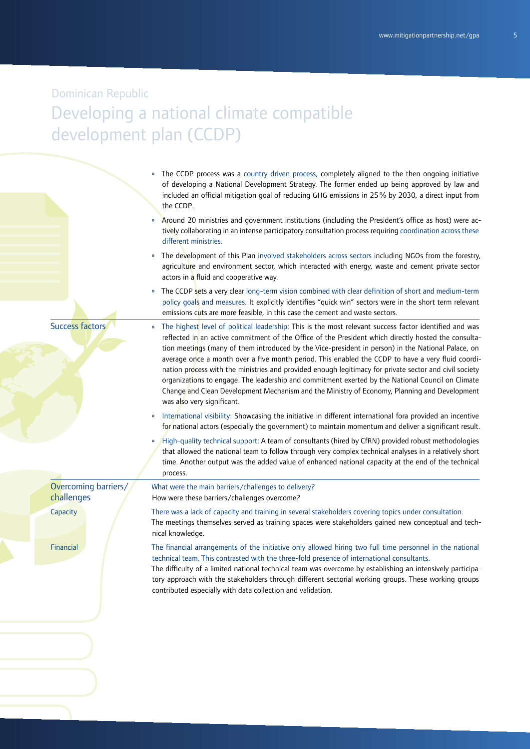Dominican Republic

# Developing a national climate compatible development plan (CCDP)

- The CCDP process was a country driven process, completely aligned to the then ongoing initiative of developing a National Development Strategy. The former ended up being approved by law and included an official mitigation goal of reducing GHG emissions in 25% by 2030, a direct input from the CCDP.
- Around 20 ministries and government institutions (including the President's office as host) were actively collaborating in an intense participatory consultation process requiring coordination across these different ministries.
- The development of this Plan involved stakeholders across sectors including NGOs from the forestry, agriculture and environment sector, which interacted with energy, waste and cement private sector actors in a fluid and cooperative way.
- The CCDP sets a very clear long-term vision combined with clear definition of short and medium-term policy goals and measures. It explicitly identifies "quick win" sectors were in the short term relevant emissions cuts are more feasible, in this case the cement and waste sectors.

## Success factors

- The highest level of political leadership: This is the most relevant success factor identified and was reflected in an active commitment of the Office of the President which directly hosted the consultation meetings (many of them introduced by the Vice-president in person) in the National Palace, on average once a month over a five month period. This enabled the CCDP to have a very fluid coordination process with the ministries and provided enough legitimacy for private sector and civil society organizations to engage. The leadership and commitment exerted by the National Council on Climate Change and Clean Development Mechanism and the Ministry of Economy, Planning and Development was also very significant.
- International visibility: Showcasing the initiative in different international fora provided an incentive for national actors (especially the government) to maintain momentum and deliver a significant result.
- High-quality technical support: A team of consultants (hired by CfRN) provided robust methodologies that allowed the national team to follow through very complex technical analyses in a relatively short time. Another output was the added value of enhanced national capacity at the end of the technical process.

## Overcoming barriers/challenges

What were the main barriers/challenges to delivery?
How were these barriers/challenges overcome?

### Capacity

There was a lack of capacity and training in several stakeholders covering topics under consultation.
The meetings themselves served as training spaces were stakeholders gained new conceptual and technical knowledge.

### Financial

The financial arrangements of the initiative only allowed hiring two full time personnel in the national technical team. This contrasted with the three-fold presence of international consultants.
The difficulty of a limited national technical team was overcome by establishing an intensively participatory approach with the stakeholders through different sectorial working groups. These working groups contributed especially with data collection and validation.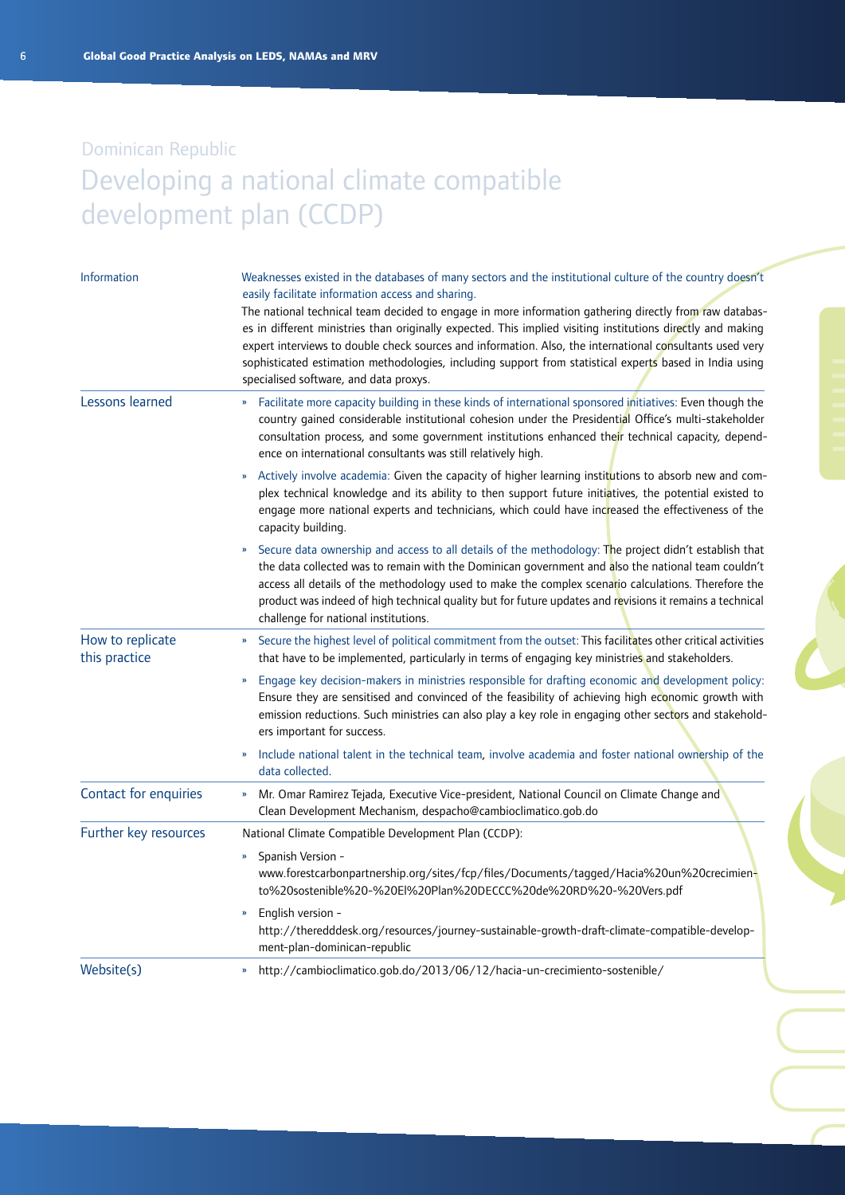Dominican Republic

# Developing a national climate compatible development plan (CCDP)

| | |
|---|---|
| Information | Weaknesses existed in the databases of many sectors and the institutional culture of the country doesn't easily facilitate information access and sharing.<br>The national technical team decided to engage in more information gathering directly from raw databases in different ministries than originally expected. This implied visiting institutions directly and making expert interviews to double check sources and information. Also, the international consultants used very sophisticated estimation methodologies, including support from statistical experts based in India using specialised software, and data proxys. |
| Lessons learned | » Facilitate more capacity building in these kinds of international sponsored initiatives: Even though the country gained considerable institutional cohesion under the Presidential Office's multi-stakeholder consultation process, and some government institutions enhanced their technical capacity, dependence on international consultants was still relatively high.<br>» Actively involve academia: Given the capacity of higher learning institutions to absorb new and complex technical knowledge and its ability to then support future initiatives, the potential existed to engage more national experts and technicians, which could have increased the effectiveness of the capacity building.<br>» Secure data ownership and access to all details of the methodology: The project didn't establish that the data collected was to remain with the Dominican government and also the national team couldn't access all details of the methodology used to make the complex scenario calculations. Therefore the product was indeed of high technical quality but for future updates and revisions it remains a technical challenge for national institutions. |
| How to replicate this practice | » Secure the highest level of political commitment from the outset: This facilitates other critical activities that have to be implemented, particularly in terms of engaging key ministries and stakeholders.<br>» Engage key decision-makers in ministries responsible for drafting economic and development policy: Ensure they are sensitised and convinced of the feasibility of achieving high economic growth with emission reductions. Such ministries can also play a key role in engaging other sectors and stakeholders important for success.<br>» Include national talent in the technical team, involve academia and foster national ownership of the data collected. |
| Contact for enquiries | » Mr. Omar Ramirez Tejada, Executive Vice-president, National Council on Climate Change and Clean Development Mechanism, despacho@cambioclimatico.gob.do |
| Further key resources | National Climate Compatible Development Plan (CCDP):<br>» Spanish Version - www.forestcarbonpartnership.org/sites/fcp/files/Documents/tagged/Hacia%20un%20crecimiento%20sostenible%20-%20El%20Plan%20DECCC%20de%20RD%20-%20Vers.pdf<br>» English version - http://theredddesk.org/resources/journey-sustainable-growth-draft-climate-compatible-development-plan-dominican-republic |
| Website(s) | » http://cambioclimatico.gob.do/2013/06/12/hacia-un-crecimiento-sostenible/ |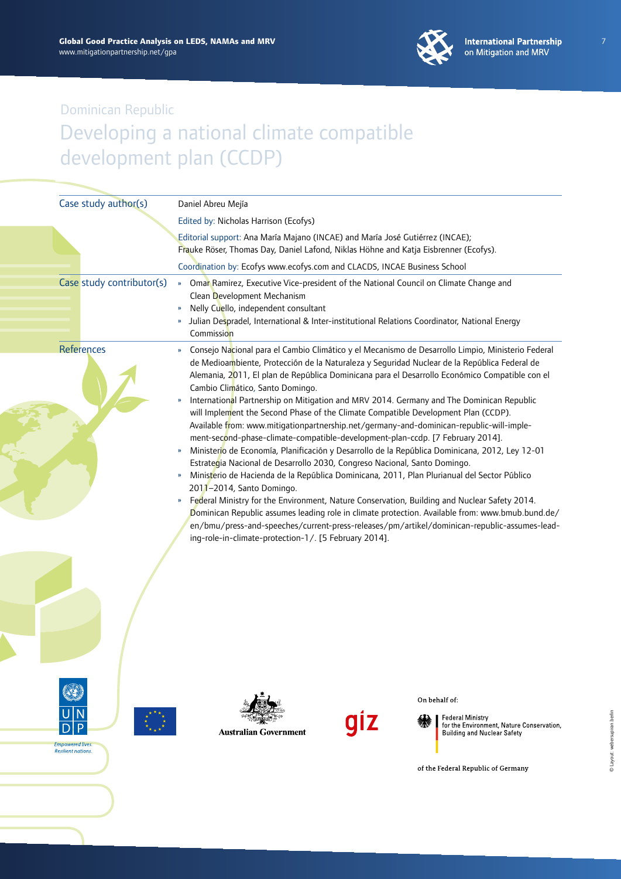Dominican Republic

# Developing a national climate compatible development plan (CCDP)

| | |
|---|---|
| Case study author(s) | Daniel Abreu Mejía<br>Edited by: Nicholas Harrison (Ecofys)<br>Editorial support: Ana María Majano (INCAE) and María José Gutiérrez (INCAE); Frauke Röser, Thomas Day, Daniel Lafond, Niklas Höhne and Katja Eisbrenner (Ecofys).<br>Coordination by: Ecofys www.ecofys.com and CLACDS, INCAE Business School |
| Case study contributor(s) | » Omar Ramirez, Executive Vice-president of the National Council on Climate Change and Clean Development Mechanism<br>» Nelly Cuello, independent consultant<br>» Julian Despradel, International & Inter-institutional Relations Coordinator, National Energy Commission |
| References | » Consejo Nacional para el Cambio Climático y el Mecanismo de Desarrollo Limpio, Ministerio Federal de Medioambiente, Protección de la Naturaleza y Seguridad Nuclear de la República Federal de Alemania, 2011, El plan de República Dominicana para el Desarrollo Económico Compatible con el Cambio Climático, Santo Domingo.<br>» International Partnership on Mitigation and MRV 2014. Germany and The Dominican Republic will Implement the Second Phase of the Climate Compatible Development Plan (CCDP). Available from: www.mitigationpartnership.net/germany-and-dominican-republic-will-implement-second-phase-climate-compatible-development-plan-ccdp. [7 February 2014].<br>» Ministerio de Economía, Planificación y Desarrollo de la República Dominicana, 2012, Ley 12-01 Estrategia Nacional de Desarrollo 2030, Congreso Nacional, Santo Domingo.<br>» Ministerio de Hacienda de la República Dominicana, 2011, Plan Plurianual del Sector Público 2011–2014, Santo Domingo.<br>» Federal Ministry for the Environment, Nature Conservation, Building and Nuclear Safety 2014. Dominican Republic assumes leading role in climate protection. Available from: www.bmub.bund.de/en/bmu/press-and-speeches/current-press-releases/pm/artikel/dominican-republic-assumes-leading-role-in-climate-protection-1/. [5 February 2014]. |

UNDP Empowered lives. Resilient nations.

Australian Government

giz

On behalf of:

Federal Ministry for the Environment, Nature Conservation, Building and Nuclear Safety

of the Federal Republic of Germany